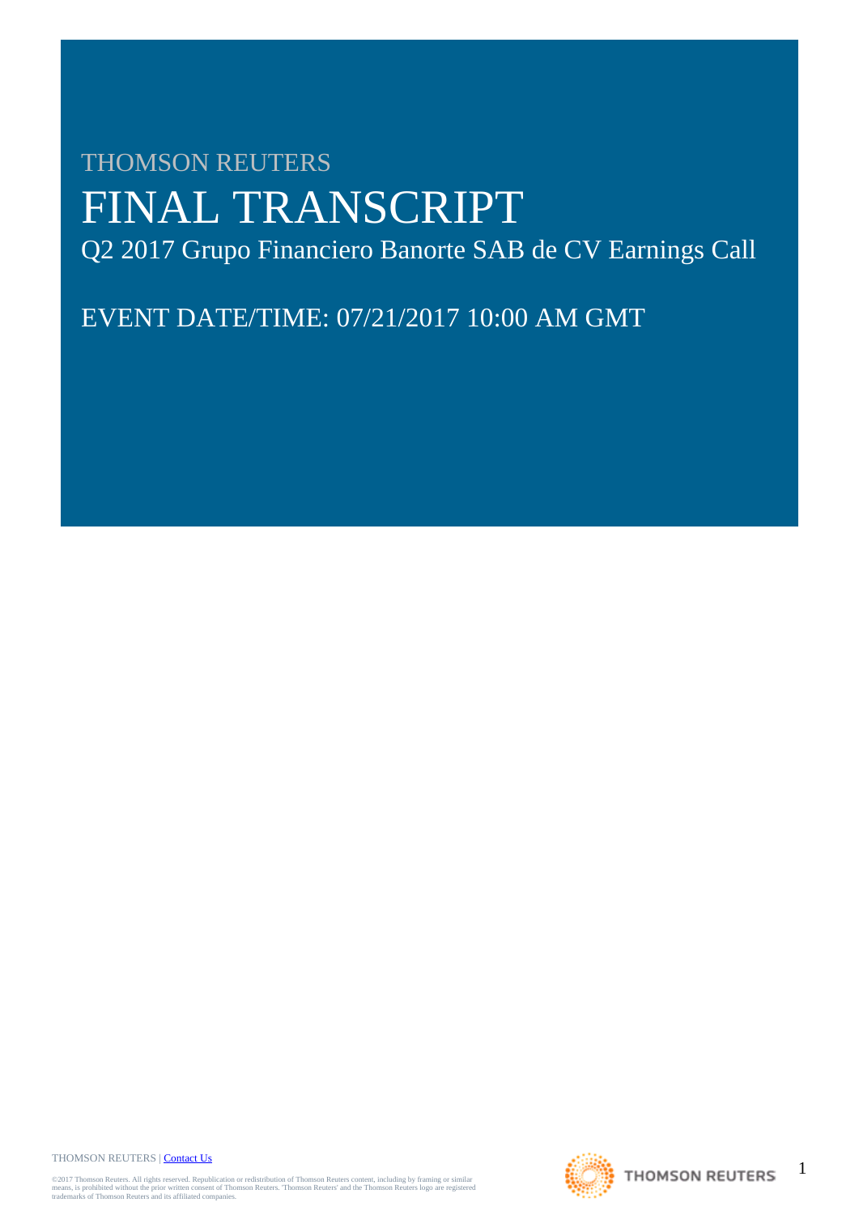THOMSON REUTERS

# FINAL TRANSCRIPT

## Q2 2017 Grupo Financiero Banorte SAB de CV Earnings Call

EVENT DATE/TIME: 07/21/2017 10:00 AM GMT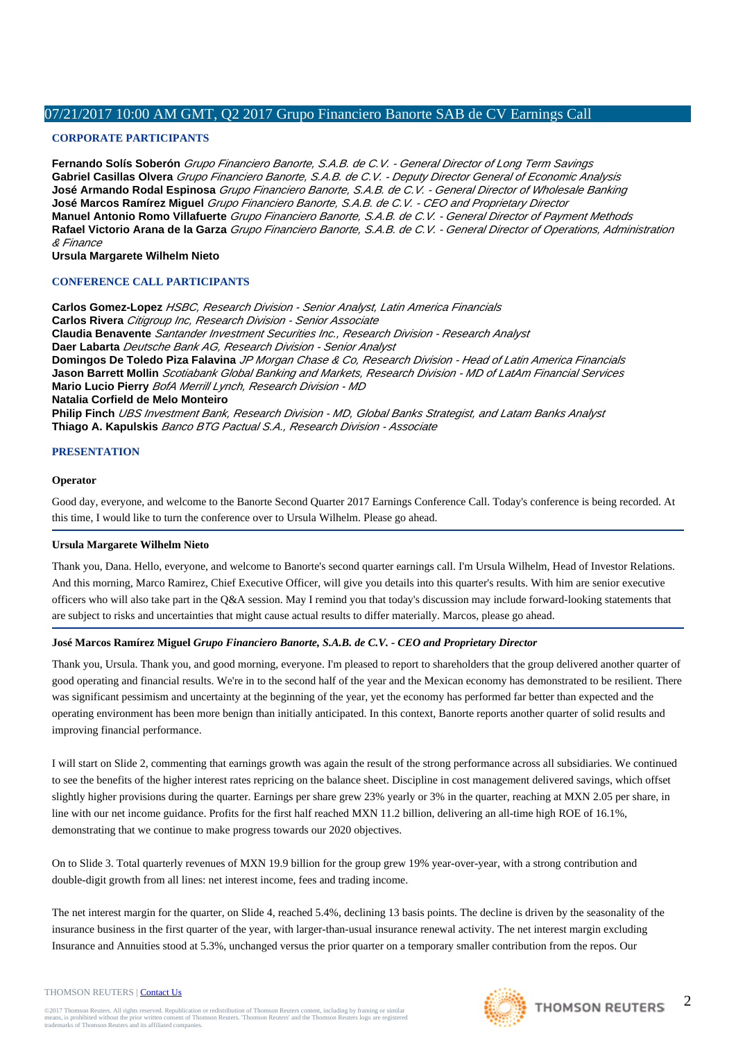## CORPORATE PARTICIPANTS

**Fernando Solís Soberón** *Grupo Financiero Banorte, S.A.B. de C.V. - General Director of Long Term Savings*
**Gabriel Casillas Olvera** *Grupo Financiero Banorte, S.A.B. de C.V. - Deputy Director General of Economic Analysis*
**José Armando Rodal Espinosa** *Grupo Financiero Banorte, S.A.B. de C.V. - General Director of Wholesale Banking*
**José Marcos Ramírez Miguel** *Grupo Financiero Banorte, S.A.B. de C.V. - CEO and Proprietary Director*
**Manuel Antonio Romo Villafuerte** *Grupo Financiero Banorte, S.A.B. de C.V. - General Director of Payment Methods*
**Rafael Victorio Arana de la Garza** *Grupo Financiero Banorte, S.A.B. de C.V. - General Director of Operations, Administration & Finance*
**Ursula Margarete Wilhelm Nieto**

## CONFERENCE CALL PARTICIPANTS

**Carlos Gomez-Lopez** *HSBC, Research Division - Senior Analyst, Latin America Financials*
**Carlos Rivera** *Citigroup Inc, Research Division - Senior Associate*
**Claudia Benavente** *Santander Investment Securities Inc., Research Division - Research Analyst*
**Daer Labarta** *Deutsche Bank AG, Research Division - Senior Analyst*
**Domingos De Toledo Piza Falavina** *JP Morgan Chase & Co, Research Division - Head of Latin America Financials*
**Jason Barrett Mollin** *Scotiabank Global Banking and Markets, Research Division - MD of LatAm Financial Services*
**Mario Lucio Pierry** *BofA Merrill Lynch, Research Division - MD*
**Natalia Corfield de Melo Monteiro**
**Philip Finch** *UBS Investment Bank, Research Division - MD, Global Banks Strategist, and Latam Banks Analyst*
**Thiago A. Kapulskis** *Banco BTG Pactual S.A., Research Division - Associate*

## PRESENTATION

**Operator**

Good day, everyone, and welcome to the Banorte Second Quarter 2017 Earnings Conference Call. Today's conference is being recorded. At this time, I would like to turn the conference over to Ursula Wilhelm. Please go ahead.

**Ursula Margarete Wilhelm Nieto**

Thank you, Dana. Hello, everyone, and welcome to Banorte's second quarter earnings call. I'm Ursula Wilhelm, Head of Investor Relations. And this morning, Marco Ramirez, Chief Executive Officer, will give you details into this quarter's results. With him are senior executive officers who will also take part in the Q&A session. May I remind you that today's discussion may include forward-looking statements that are subject to risks and uncertainties that might cause actual results to differ materially. Marcos, please go ahead.

**José Marcos Ramírez Miguel** *Grupo Financiero Banorte, S.A.B. de C.V. - CEO and Proprietary Director*

Thank you, Ursula. Thank you, and good morning, everyone. I'm pleased to report to shareholders that the group delivered another quarter of good operating and financial results. We're in to the second half of the year and the Mexican economy has demonstrated to be resilient. There was significant pessimism and uncertainty at the beginning of the year, yet the economy has performed far better than expected and the operating environment has been more benign than initially anticipated. In this context, Banorte reports another quarter of solid results and improving financial performance.

I will start on Slide 2, commenting that earnings growth was again the result of the strong performance across all subsidiaries. We continued to see the benefits of the higher interest rates repricing on the balance sheet. Discipline in cost management delivered savings, which offset slightly higher provisions during the quarter. Earnings per share grew 23% yearly or 3% in the quarter, reaching at MXN 2.05 per share, in line with our net income guidance. Profits for the first half reached MXN 11.2 billion, delivering an all-time high ROE of 16.1%, demonstrating that we continue to make progress towards our 2020 objectives.

On to Slide 3. Total quarterly revenues of MXN 19.9 billion for the group grew 19% year-over-year, with a strong contribution and double-digit growth from all lines: net interest income, fees and trading income.

The net interest margin for the quarter, on Slide 4, reached 5.4%, declining 13 basis points. The decline is driven by the seasonality of the insurance business in the first quarter of the year, with larger-than-usual insurance renewal activity. The net interest margin excluding Insurance and Annuities stood at 5.3%, unchanged versus the prior quarter on a temporary smaller contribution from the repos. Our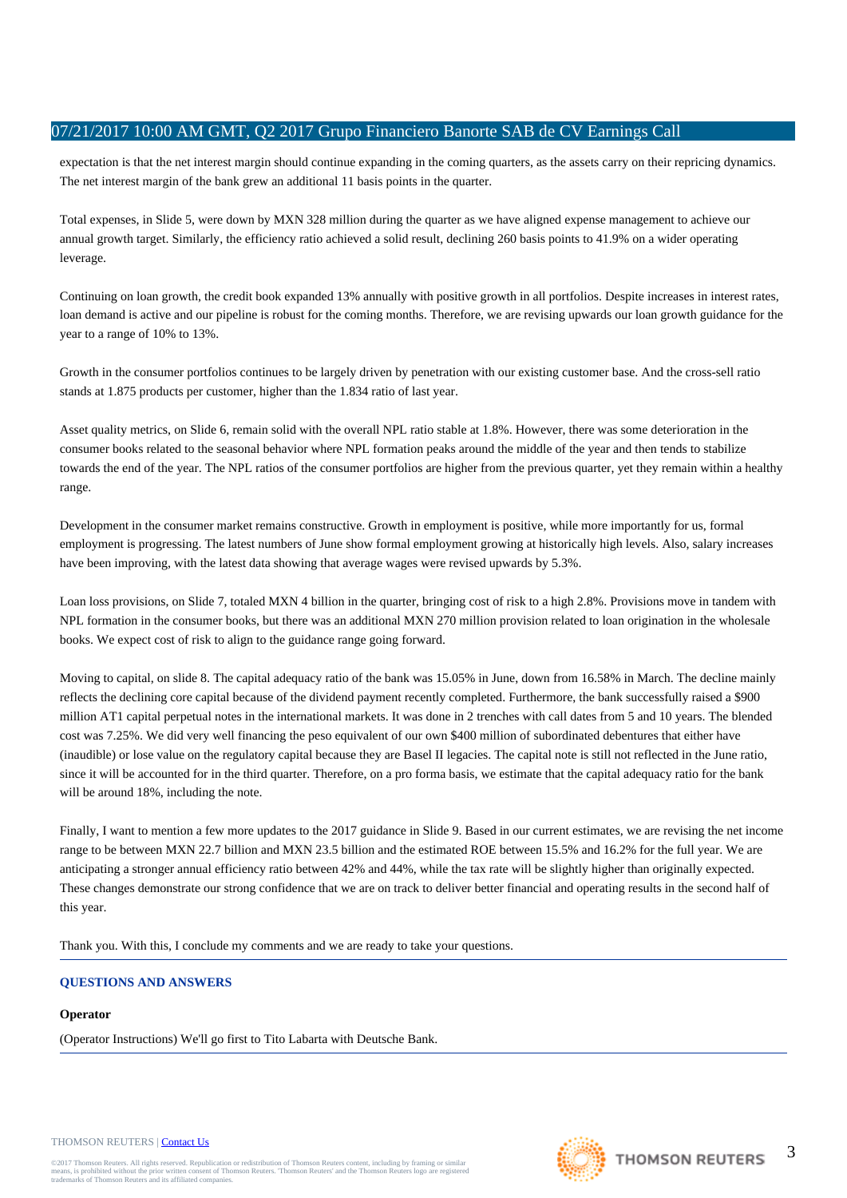expectation is that the net interest margin should continue expanding in the coming quarters, as the assets carry on their repricing dynamics. The net interest margin of the bank grew an additional 11 basis points in the quarter.

Total expenses, in Slide 5, were down by MXN 328 million during the quarter as we have aligned expense management to achieve our annual growth target. Similarly, the efficiency ratio achieved a solid result, declining 260 basis points to 41.9% on a wider operating leverage.

Continuing on loan growth, the credit book expanded 13% annually with positive growth in all portfolios. Despite increases in interest rates, loan demand is active and our pipeline is robust for the coming months. Therefore, we are revising upwards our loan growth guidance for the year to a range of 10% to 13%.

Growth in the consumer portfolios continues to be largely driven by penetration with our existing customer base. And the cross-sell ratio stands at 1.875 products per customer, higher than the 1.834 ratio of last year.

Asset quality metrics, on Slide 6, remain solid with the overall NPL ratio stable at 1.8%. However, there was some deterioration in the consumer books related to the seasonal behavior where NPL formation peaks around the middle of the year and then tends to stabilize towards the end of the year. The NPL ratios of the consumer portfolios are higher from the previous quarter, yet they remain within a healthy range.

Development in the consumer market remains constructive. Growth in employment is positive, while more importantly for us, formal employment is progressing. The latest numbers of June show formal employment growing at historically high levels. Also, salary increases have been improving, with the latest data showing that average wages were revised upwards by 5.3%.

Loan loss provisions, on Slide 7, totaled MXN 4 billion in the quarter, bringing cost of risk to a high 2.8%. Provisions move in tandem with NPL formation in the consumer books, but there was an additional MXN 270 million provision related to loan origination in the wholesale books. We expect cost of risk to align to the guidance range going forward.

Moving to capital, on slide 8. The capital adequacy ratio of the bank was 15.05% in June, down from 16.58% in March. The decline mainly reflects the declining core capital because of the dividend payment recently completed. Furthermore, the bank successfully raised a $900 million AT1 capital perpetual notes in the international markets. It was done in 2 trenches with call dates from 5 and 10 years. The blended cost was 7.25%. We did very well financing the peso equivalent of our own $400 million of subordinated debentures that either have (inaudible) or lose value on the regulatory capital because they are Basel II legacies. The capital note is still not reflected in the June ratio, since it will be accounted for in the third quarter. Therefore, on a pro forma basis, we estimate that the capital adequacy ratio for the bank will be around 18%, including the note.

Finally, I want to mention a few more updates to the 2017 guidance in Slide 9. Based in our current estimates, we are revising the net income range to be between MXN 22.7 billion and MXN 23.5 billion and the estimated ROE between 15.5% and 16.2% for the full year. We are anticipating a stronger annual efficiency ratio between 42% and 44%, while the tax rate will be slightly higher than originally expected. These changes demonstrate our strong confidence that we are on track to deliver better financial and operating results in the second half of this year.

Thank you. With this, I conclude my comments and we are ready to take your questions.

## QUESTIONS AND ANSWERS

**Operator**

(Operator Instructions) We'll go first to Tito Labarta with Deutsche Bank.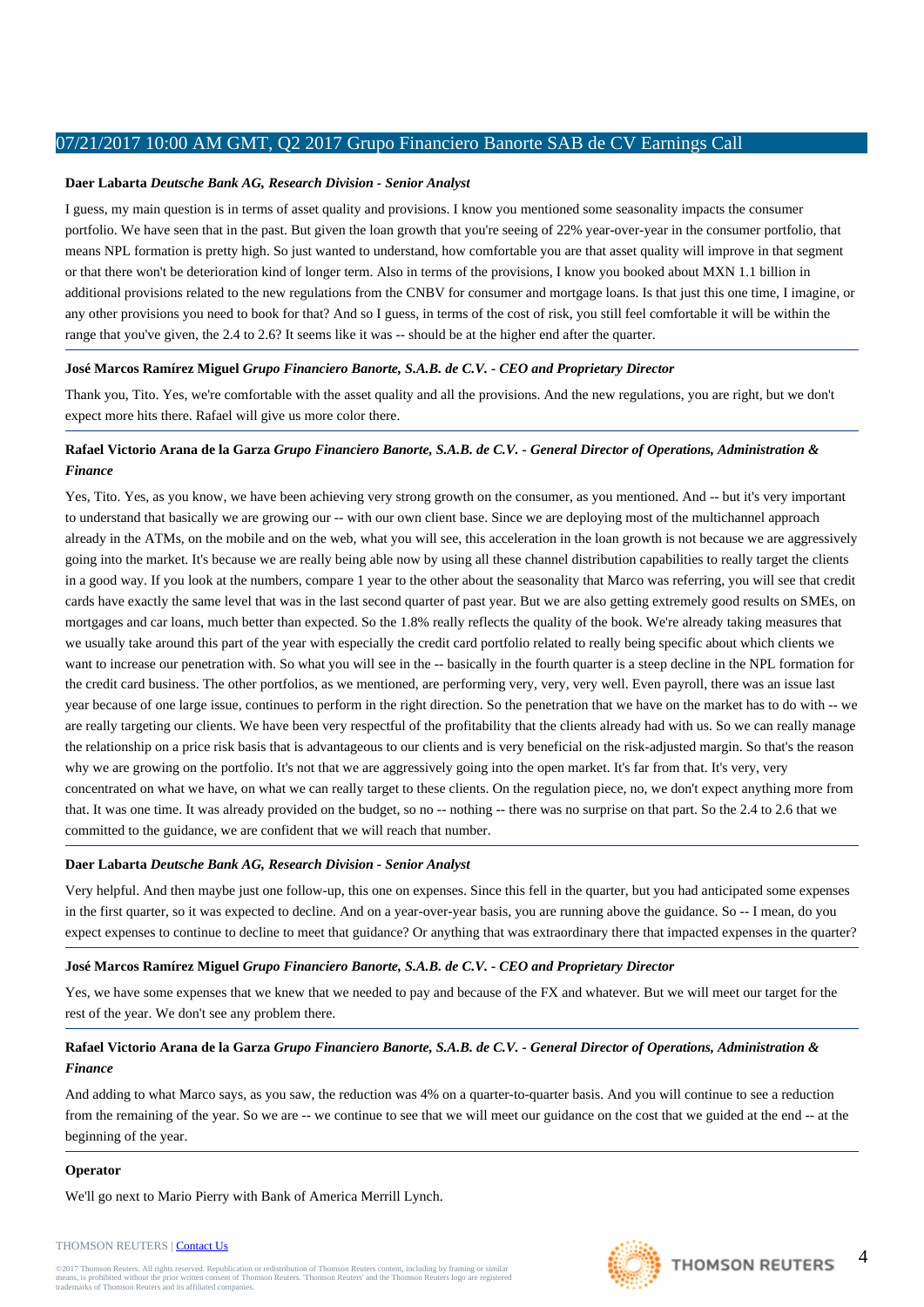**Daer Labarta** *Deutsche Bank AG, Research Division - Senior Analyst*

I guess, my main question is in terms of asset quality and provisions. I know you mentioned some seasonality impacts the consumer portfolio. We have seen that in the past. But given the loan growth that you're seeing of 22% year-over-year in the consumer portfolio, that means NPL formation is pretty high. So just wanted to understand, how comfortable you are that asset quality will improve in that segment or that there won't be deterioration kind of longer term. Also in terms of the provisions, I know you booked about MXN 1.1 billion in additional provisions related to the new regulations from the CNBV for consumer and mortgage loans. Is that just this one time, I imagine, or any other provisions you need to book for that? And so I guess, in terms of the cost of risk, you still feel comfortable it will be within the range that you've given, the 2.4 to 2.6? It seems like it was -- should be at the higher end after the quarter.

---

**José Marcos Ramírez Miguel** *Grupo Financiero Banorte, S.A.B. de C.V. - CEO and Proprietary Director*

Thank you, Tito. Yes, we're comfortable with the asset quality and all the provisions. And the new regulations, you are right, but we don't expect more hits there. Rafael will give us more color there.

---

**Rafael Victorio Arana de la Garza** *Grupo Financiero Banorte, S.A.B. de C.V. - General Director of Operations, Administration & Finance*

Yes, Tito. Yes, as you know, we have been achieving very strong growth on the consumer, as you mentioned. And -- but it's very important to understand that basically we are growing our -- with our own client base. Since we are deploying most of the multichannel approach already in the ATMs, on the mobile and on the web, what you will see, this acceleration in the loan growth is not because we are aggressively going into the market. It's because we are really being able now by using all these channel distribution capabilities to really target the clients in a good way. If you look at the numbers, compare 1 year to the other about the seasonality that Marco was referring, you will see that credit cards have exactly the same level that was in the last second quarter of past year. But we are also getting extremely good results on SMEs, on mortgages and car loans, much better than expected. So the 1.8% really reflects the quality of the book. We're already taking measures that we usually take around this part of the year with especially the credit card portfolio related to really being specific about which clients we want to increase our penetration with. So what you will see in the -- basically in the fourth quarter is a steep decline in the NPL formation for the credit card business. The other portfolios, as we mentioned, are performing very, very, very well. Even payroll, there was an issue last year because of one large issue, continues to perform in the right direction. So the penetration that we have on the market has to do with -- we are really targeting our clients. We have been very respectful of the profitability that the clients already had with us. So we can really manage the relationship on a price risk basis that is advantageous to our clients and is very beneficial on the risk-adjusted margin. So that's the reason why we are growing on the portfolio. It's not that we are aggressively going into the open market. It's far from that. It's very, very concentrated on what we have, on what we can really target to these clients. On the regulation piece, no, we don't expect anything more from that. It was one time. It was already provided on the budget, so no -- nothing -- there was no surprise on that part. So the 2.4 to 2.6 that we committed to the guidance, we are confident that we will reach that number.

---

**Daer Labarta** *Deutsche Bank AG, Research Division - Senior Analyst*

Very helpful. And then maybe just one follow-up, this one on expenses. Since this fell in the quarter, but you had anticipated some expenses in the first quarter, so it was expected to decline. And on a year-over-year basis, you are running above the guidance. So -- I mean, do you expect expenses to continue to decline to meet that guidance? Or anything that was extraordinary there that impacted expenses in the quarter?

---

**José Marcos Ramírez Miguel** *Grupo Financiero Banorte, S.A.B. de C.V. - CEO and Proprietary Director*

Yes, we have some expenses that we knew that we needed to pay and because of the FX and whatever. But we will meet our target for the rest of the year. We don't see any problem there.

---

**Rafael Victorio Arana de la Garza** *Grupo Financiero Banorte, S.A.B. de C.V. - General Director of Operations, Administration & Finance*

And adding to what Marco says, as you saw, the reduction was 4% on a quarter-to-quarter basis. And you will continue to see a reduction from the remaining of the year. So we are -- we continue to see that we will meet our guidance on the cost that we guided at the end -- at the beginning of the year.

---

**Operator**

We'll go next to Mario Pierry with Bank of America Merrill Lynch.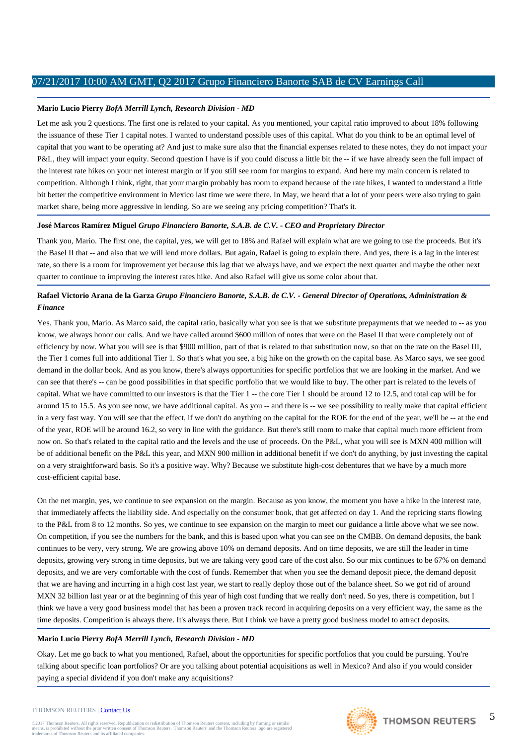**Mario Lucio Pierry** *BofA Merrill Lynch, Research Division - MD*

Let me ask you 2 questions. The first one is related to your capital. As you mentioned, your capital ratio improved to about 18% following the issuance of these Tier 1 capital notes. I wanted to understand possible uses of this capital. What do you think to be an optimal level of capital that you want to be operating at? And just to make sure also that the financial expenses related to these notes, they do not impact your P&L, they will impact your equity. Second question I have is if you could discuss a little bit the -- if we have already seen the full impact of the interest rate hikes on your net interest margin or if you still see room for margins to expand. And here my main concern is related to competition. Although I think, right, that your margin probably has room to expand because of the rate hikes, I wanted to understand a little bit better the competitive environment in Mexico last time we were there. In May, we heard that a lot of your peers were also trying to gain market share, being more aggressive in lending. So are we seeing any pricing competition? That's it.

**José Marcos Ramírez Miguel** *Grupo Financiero Banorte, S.A.B. de C.V. - CEO and Proprietary Director*

Thank you, Mario. The first one, the capital, yes, we will get to 18% and Rafael will explain what are we going to use the proceeds. But it's the Basel II that -- and also that we will lend more dollars. But again, Rafael is going to explain there. And yes, there is a lag in the interest rate, so there is a room for improvement yet because this lag that we always have, and we expect the next quarter and maybe the other next quarter to continue to improving the interest rates hike. And also Rafael will give us some color about that.

**Rafael Victorio Arana de la Garza** *Grupo Financiero Banorte, S.A.B. de C.V. - General Director of Operations, Administration & Finance*

Yes. Thank you, Mario. As Marco said, the capital ratio, basically what you see is that we substitute prepayments that we needed to -- as you know, we always honor our calls. And we have called around $600 million of notes that were on the Basel II that were completely out of efficiency by now. What you will see is that $900 million, part of that is related to that substitution now, so that on the rate on the Basel III, the Tier 1 comes full into additional Tier 1. So that's what you see, a big hike on the growth on the capital base. As Marco says, we see good demand in the dollar book. And as you know, there's always opportunities for specific portfolios that we are looking in the market. And we can see that there's -- can be good possibilities in that specific portfolio that we would like to buy. The other part is related to the levels of capital. What we have committed to our investors is that the Tier 1 -- the core Tier 1 should be around 12 to 12.5, and total cap will be for around 15 to 15.5. As you see now, we have additional capital. As you -- and there is -- we see possibility to really make that capital efficient in a very fast way. You will see that the effect, if we don't do anything on the capital for the ROE for the end of the year, we'll be -- at the end of the year, ROE will be around 16.2, so very in line with the guidance. But there's still room to make that capital much more efficient from now on. So that's related to the capital ratio and the levels and the use of proceeds. On the P&L, what you will see is MXN 400 million will be of additional benefit on the P&L this year, and MXN 900 million in additional benefit if we don't do anything, by just investing the capital on a very straightforward basis. So it's a positive way. Why? Because we substitute high-cost debentures that we have by a much more cost-efficient capital base.

On the net margin, yes, we continue to see expansion on the margin. Because as you know, the moment you have a hike in the interest rate, that immediately affects the liability side. And especially on the consumer book, that get affected on day 1. And the repricing starts flowing to the P&L from 8 to 12 months. So yes, we continue to see expansion on the margin to meet our guidance a little above what we see now. On competition, if you see the numbers for the bank, and this is based upon what you can see on the CMBB. On demand deposits, the bank continues to be very, very strong. We are growing above 10% on demand deposits. And on time deposits, we are still the leader in time deposits, growing very strong in time deposits, but we are taking very good care of the cost also. So our mix continues to be 67% on demand deposits, and we are very comfortable with the cost of funds. Remember that when you see the demand deposit piece, the demand deposit that we are having and incurring in a high cost last year, we start to really deploy those out of the balance sheet. So we got rid of around MXN 32 billion last year or at the beginning of this year of high cost funding that we really don't need. So yes, there is competition, but I think we have a very good business model that has been a proven track record in acquiring deposits on a very efficient way, the same as the time deposits. Competition is always there. It's always there. But I think we have a pretty good business model to attract deposits.

**Mario Lucio Pierry** *BofA Merrill Lynch, Research Division - MD*

Okay. Let me go back to what you mentioned, Rafael, about the opportunities for specific portfolios that you could be pursuing. You're talking about specific loan portfolios? Or are you talking about potential acquisitions as well in Mexico? And also if you would consider paying a special dividend if you don't make any acquisitions?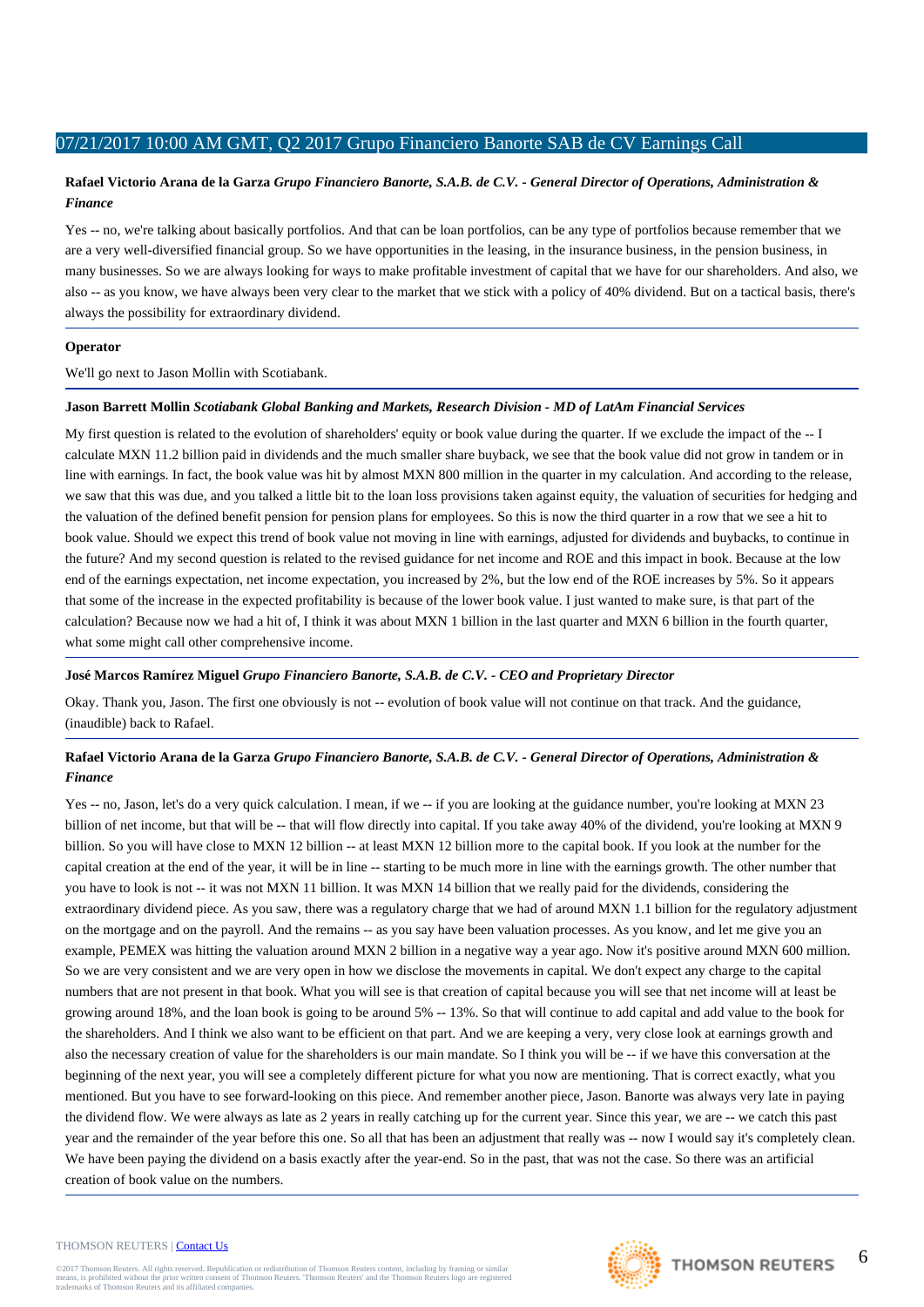**Rafael Victorio Arana de la Garza** *Grupo Financiero Banorte, S.A.B. de C.V. - General Director of Operations, Administration & Finance*

Yes -- no, we're talking about basically portfolios. And that can be loan portfolios, can be any type of portfolios because remember that we are a very well-diversified financial group. So we have opportunities in the leasing, in the insurance business, in the pension business, in many businesses. So we are always looking for ways to make profitable investment of capital that we have for our shareholders. And also, we also -- as you know, we have always been very clear to the market that we stick with a policy of 40% dividend. But on a tactical basis, there's always the possibility for extraordinary dividend.

**Operator**

We'll go next to Jason Mollin with Scotiabank.

**Jason Barrett Mollin** *Scotiabank Global Banking and Markets, Research Division - MD of LatAm Financial Services*

My first question is related to the evolution of shareholders' equity or book value during the quarter. If we exclude the impact of the -- I calculate MXN 11.2 billion paid in dividends and the much smaller share buyback, we see that the book value did not grow in tandem or in line with earnings. In fact, the book value was hit by almost MXN 800 million in the quarter in my calculation. And according to the release, we saw that this was due, and you talked a little bit to the loan loss provisions taken against equity, the valuation of securities for hedging and the valuation of the defined benefit pension for pension plans for employees. So this is now the third quarter in a row that we see a hit to book value. Should we expect this trend of book value not moving in line with earnings, adjusted for dividends and buybacks, to continue in the future? And my second question is related to the revised guidance for net income and ROE and this impact in book. Because at the low end of the earnings expectation, net income expectation, you increased by 2%, but the low end of the ROE increases by 5%. So it appears that some of the increase in the expected profitability is because of the lower book value. I just wanted to make sure, is that part of the calculation? Because now we had a hit of, I think it was about MXN 1 billion in the last quarter and MXN 6 billion in the fourth quarter, what some might call other comprehensive income.

**José Marcos Ramírez Miguel** *Grupo Financiero Banorte, S.A.B. de C.V. - CEO and Proprietary Director*

Okay. Thank you, Jason. The first one obviously is not -- evolution of book value will not continue on that track. And the guidance, (inaudible) back to Rafael.

**Rafael Victorio Arana de la Garza** *Grupo Financiero Banorte, S.A.B. de C.V. - General Director of Operations, Administration & Finance*

Yes -- no, Jason, let's do a very quick calculation. I mean, if we -- if you are looking at the guidance number, you're looking at MXN 23 billion of net income, but that will be -- that will flow directly into capital. If you take away 40% of the dividend, you're looking at MXN 9 billion. So you will have close to MXN 12 billion -- at least MXN 12 billion more to the capital book. If you look at the number for the capital creation at the end of the year, it will be in line -- starting to be much more in line with the earnings growth. The other number that you have to look is not -- it was not MXN 11 billion. It was MXN 14 billion that we really paid for the dividends, considering the extraordinary dividend piece. As you saw, there was a regulatory charge that we had of around MXN 1.1 billion for the regulatory adjustment on the mortgage and on the payroll. And the remains -- as you say have been valuation processes. As you know, and let me give you an example, PEMEX was hitting the valuation around MXN 2 billion in a negative way a year ago. Now it's positive around MXN 600 million. So we are very consistent and we are very open in how we disclose the movements in capital. We don't expect any charge to the capital numbers that are not present in that book. What you will see is that creation of capital because you will see that net income will at least be growing around 18%, and the loan book is going to be around 5% -- 13%. So that will continue to add capital and add value to the book for the shareholders. And I think we also want to be efficient on that part. And we are keeping a very, very close look at earnings growth and also the necessary creation of value for the shareholders is our main mandate. So I think you will be -- if we have this conversation at the beginning of the next year, you will see a completely different picture for what you now are mentioning. That is correct exactly, what you mentioned. But you have to see forward-looking on this piece. And remember another piece, Jason. Banorte was always very late in paying the dividend flow. We were always as late as 2 years in really catching up for the current year. Since this year, we are -- we catch this past year and the remainder of the year before this one. So all that has been an adjustment that really was -- now I would say it's completely clean. We have been paying the dividend on a basis exactly after the year-end. So in the past, that was not the case. So there was an artificial creation of book value on the numbers.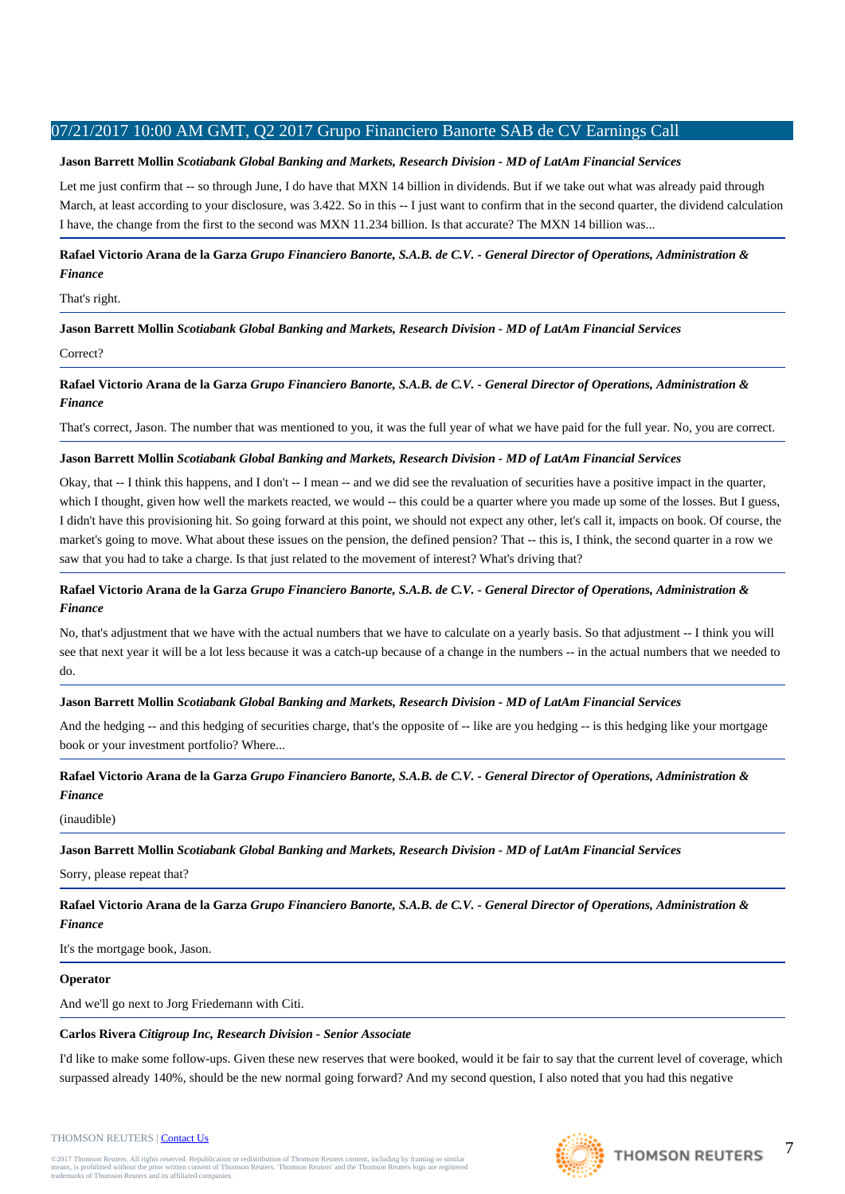**Jason Barrett Mollin** *Scotiabank Global Banking and Markets, Research Division - MD of LatAm Financial Services*

Let me just confirm that -- so through June, I do have that MXN 14 billion in dividends. But if we take out what was already paid through March, at least according to your disclosure, was 3.422. So in this -- I just want to confirm that in the second quarter, the dividend calculation I have, the change from the first to the second was MXN 11.234 billion. Is that accurate? The MXN 14 billion was...

**Rafael Victorio Arana de la Garza** *Grupo Financiero Banorte, S.A.B. de C.V. - General Director of Operations, Administration & Finance*

That's right.

**Jason Barrett Mollin** *Scotiabank Global Banking and Markets, Research Division - MD of LatAm Financial Services*

Correct?

**Rafael Victorio Arana de la Garza** *Grupo Financiero Banorte, S.A.B. de C.V. - General Director of Operations, Administration & Finance*

That's correct, Jason. The number that was mentioned to you, it was the full year of what we have paid for the full year. No, you are correct.

**Jason Barrett Mollin** *Scotiabank Global Banking and Markets, Research Division - MD of LatAm Financial Services*

Okay, that -- I think this happens, and I don't -- I mean -- and we did see the revaluation of securities have a positive impact in the quarter, which I thought, given how well the markets reacted, we would -- this could be a quarter where you made up some of the losses. But I guess, I didn't have this provisioning hit. So going forward at this point, we should not expect any other, let's call it, impacts on book. Of course, the market's going to move. What about these issues on the pension, the defined pension? That -- this is, I think, the second quarter in a row we saw that you had to take a charge. Is that just related to the movement of interest? What's driving that?

**Rafael Victorio Arana de la Garza** *Grupo Financiero Banorte, S.A.B. de C.V. - General Director of Operations, Administration & Finance*

No, that's adjustment that we have with the actual numbers that we have to calculate on a yearly basis. So that adjustment -- I think you will see that next year it will be a lot less because it was a catch-up because of a change in the numbers -- in the actual numbers that we needed to do.

**Jason Barrett Mollin** *Scotiabank Global Banking and Markets, Research Division - MD of LatAm Financial Services*

And the hedging -- and this hedging of securities charge, that's the opposite of -- like are you hedging -- is this hedging like your mortgage book or your investment portfolio? Where...

**Rafael Victorio Arana de la Garza** *Grupo Financiero Banorte, S.A.B. de C.V. - General Director of Operations, Administration & Finance*

(inaudible)

**Jason Barrett Mollin** *Scotiabank Global Banking and Markets, Research Division - MD of LatAm Financial Services*

Sorry, please repeat that?

**Rafael Victorio Arana de la Garza** *Grupo Financiero Banorte, S.A.B. de C.V. - General Director of Operations, Administration & Finance*

It's the mortgage book, Jason.

**Operator**

And we'll go next to Jorg Friedemann with Citi.

**Carlos Rivera** *Citigroup Inc, Research Division - Senior Associate*

I'd like to make some follow-ups. Given these new reserves that were booked, would it be fair to say that the current level of coverage, which surpassed already 140%, should be the new normal going forward? And my second question, I also noted that you had this negative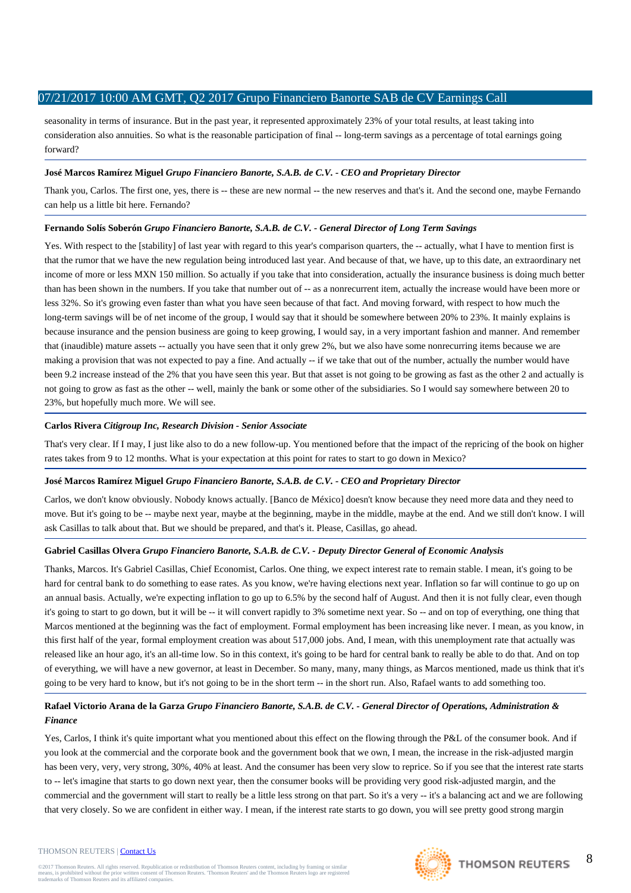seasonality in terms of insurance. But in the past year, it represented approximately 23% of your total results, at least taking into consideration also annuities. So what is the reasonable participation of final -- long-term savings as a percentage of total earnings going forward?

**José Marcos Ramírez Miguel** *Grupo Financiero Banorte, S.A.B. de C.V. - CEO and Proprietary Director*

Thank you, Carlos. The first one, yes, there is -- these are new normal -- the new reserves and that's it. And the second one, maybe Fernando can help us a little bit here. Fernando?

**Fernando Solís Soberón** *Grupo Financiero Banorte, S.A.B. de C.V. - General Director of Long Term Savings*

Yes. With respect to the [stability] of last year with regard to this year's comparison quarters, the -- actually, what I have to mention first is that the rumor that we have the new regulation being introduced last year. And because of that, we have, up to this date, an extraordinary net income of more or less MXN 150 million. So actually if you take that into consideration, actually the insurance business is doing much better than has been shown in the numbers. If you take that number out of -- as a nonrecurrent item, actually the increase would have been more or less 32%. So it's growing even faster than what you have seen because of that fact. And moving forward, with respect to how much the long-term savings will be of net income of the group, I would say that it should be somewhere between 20% to 23%. It mainly explains is because insurance and the pension business are going to keep growing, I would say, in a very important fashion and manner. And remember that (inaudible) mature assets -- actually you have seen that it only grew 2%, but we also have some nonrecurring items because we are making a provision that was not expected to pay a fine. And actually -- if we take that out of the number, actually the number would have been 9.2 increase instead of the 2% that you have seen this year. But that asset is not going to be growing as fast as the other 2 and actually is not going to grow as fast as the other -- well, mainly the bank or some other of the subsidiaries. So I would say somewhere between 20 to 23%, but hopefully much more. We will see.

**Carlos Rivera** *Citigroup Inc, Research Division - Senior Associate*

That's very clear. If I may, I just like also to do a new follow-up. You mentioned before that the impact of the repricing of the book on higher rates takes from 9 to 12 months. What is your expectation at this point for rates to start to go down in Mexico?

**José Marcos Ramírez Miguel** *Grupo Financiero Banorte, S.A.B. de C.V. - CEO and Proprietary Director*

Carlos, we don't know obviously. Nobody knows actually. [Banco de México] doesn't know because they need more data and they need to move. But it's going to be -- maybe next year, maybe at the beginning, maybe in the middle, maybe at the end. And we still don't know. I will ask Casillas to talk about that. But we should be prepared, and that's it. Please, Casillas, go ahead.

**Gabriel Casillas Olvera** *Grupo Financiero Banorte, S.A.B. de C.V. - Deputy Director General of Economic Analysis*

Thanks, Marcos. It's Gabriel Casillas, Chief Economist, Carlos. One thing, we expect interest rate to remain stable. I mean, it's going to be hard for central bank to do something to ease rates. As you know, we're having elections next year. Inflation so far will continue to go up on an annual basis. Actually, we're expecting inflation to go up to 6.5% by the second half of August. And then it is not fully clear, even though it's going to start to go down, but it will be -- it will convert rapidly to 3% sometime next year. So -- and on top of everything, one thing that Marcos mentioned at the beginning was the fact of employment. Formal employment has been increasing like never. I mean, as you know, in this first half of the year, formal employment creation was about 517,000 jobs. And, I mean, with this unemployment rate that actually was released like an hour ago, it's an all-time low. So in this context, it's going to be hard for central bank to really be able to do that. And on top of everything, we will have a new governor, at least in December. So many, many, many things, as Marcos mentioned, made us think that it's going to be very hard to know, but it's not going to be in the short term -- in the short run. Also, Rafael wants to add something too.

**Rafael Victorio Arana de la Garza** *Grupo Financiero Banorte, S.A.B. de C.V. - General Director of Operations, Administration & Finance*

Yes, Carlos, I think it's quite important what you mentioned about this effect on the flowing through the P&L of the consumer book. And if you look at the commercial and the corporate book and the government book that we own, I mean, the increase in the risk-adjusted margin has been very, very, very strong, 30%, 40% at least. And the consumer has been very slow to reprice. So if you see that the interest rate starts to -- let's imagine that starts to go down next year, then the consumer books will be providing very good risk-adjusted margin, and the commercial and the government will start to really be a little less strong on that part. So it's a very -- it's a balancing act and we are following that very closely. So we are confident in either way. I mean, if the interest rate starts to go down, you will see pretty good strong margin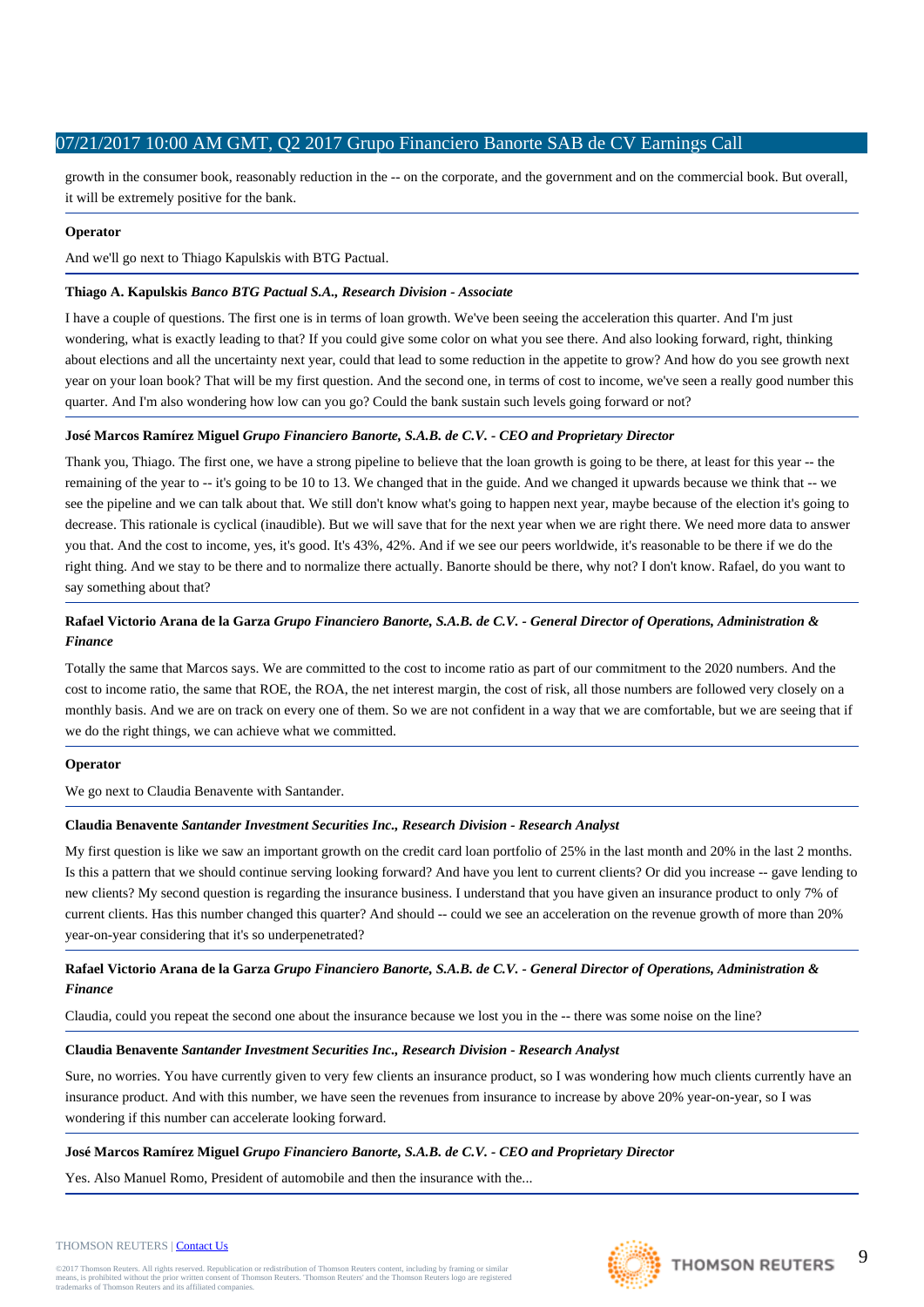growth in the consumer book, reasonably reduction in the -- on the corporate, and the government and on the commercial book. But overall, it will be extremely positive for the bank.

**Operator**

And we'll go next to Thiago Kapulskis with BTG Pactual.

**Thiago A. Kapulskis** *Banco BTG Pactual S.A., Research Division - Associate*

I have a couple of questions. The first one is in terms of loan growth. We've been seeing the acceleration this quarter. And I'm just wondering, what is exactly leading to that? If you could give some color on what you see there. And also looking forward, right, thinking about elections and all the uncertainty next year, could that lead to some reduction in the appetite to grow? And how do you see growth next year on your loan book? That will be my first question. And the second one, in terms of cost to income, we've seen a really good number this quarter. And I'm also wondering how low can you go? Could the bank sustain such levels going forward or not?

**José Marcos Ramírez Miguel** *Grupo Financiero Banorte, S.A.B. de C.V. - CEO and Proprietary Director*

Thank you, Thiago. The first one, we have a strong pipeline to believe that the loan growth is going to be there, at least for this year -- the remaining of the year to -- it's going to be 10 to 13. We changed that in the guide. And we changed it upwards because we think that -- we see the pipeline and we can talk about that. We still don't know what's going to happen next year, maybe because of the election it's going to decrease. This rationale is cyclical (inaudible). But we will save that for the next year when we are right there. We need more data to answer you that. And the cost to income, yes, it's good. It's 43%, 42%. And if we see our peers worldwide, it's reasonable to be there if we do the right thing. And we stay to be there and to normalize there actually. Banorte should be there, why not? I don't know. Rafael, do you want to say something about that?

**Rafael Victorio Arana de la Garza** *Grupo Financiero Banorte, S.A.B. de C.V. - General Director of Operations, Administration & Finance*

Totally the same that Marcos says. We are committed to the cost to income ratio as part of our commitment to the 2020 numbers. And the cost to income ratio, the same that ROE, the ROA, the net interest margin, the cost of risk, all those numbers are followed very closely on a monthly basis. And we are on track on every one of them. So we are not confident in a way that we are comfortable, but we are seeing that if we do the right things, we can achieve what we committed.

**Operator**

We go next to Claudia Benavente with Santander.

**Claudia Benavente** *Santander Investment Securities Inc., Research Division - Research Analyst*

My first question is like we saw an important growth on the credit card loan portfolio of 25% in the last month and 20% in the last 2 months. Is this a pattern that we should continue serving looking forward? And have you lent to current clients? Or did you increase -- gave lending to new clients? My second question is regarding the insurance business. I understand that you have given an insurance product to only 7% of current clients. Has this number changed this quarter? And should -- could we see an acceleration on the revenue growth of more than 20% year-on-year considering that it's so underpenetrated?

**Rafael Victorio Arana de la Garza** *Grupo Financiero Banorte, S.A.B. de C.V. - General Director of Operations, Administration & Finance*

Claudia, could you repeat the second one about the insurance because we lost you in the -- there was some noise on the line?

**Claudia Benavente** *Santander Investment Securities Inc., Research Division - Research Analyst*

Sure, no worries. You have currently given to very few clients an insurance product, so I was wondering how much clients currently have an insurance product. And with this number, we have seen the revenues from insurance to increase by above 20% year-on-year, so I was wondering if this number can accelerate looking forward.

**José Marcos Ramírez Miguel** *Grupo Financiero Banorte, S.A.B. de C.V. - CEO and Proprietary Director*

Yes. Also Manuel Romo, President of automobile and then the insurance with the...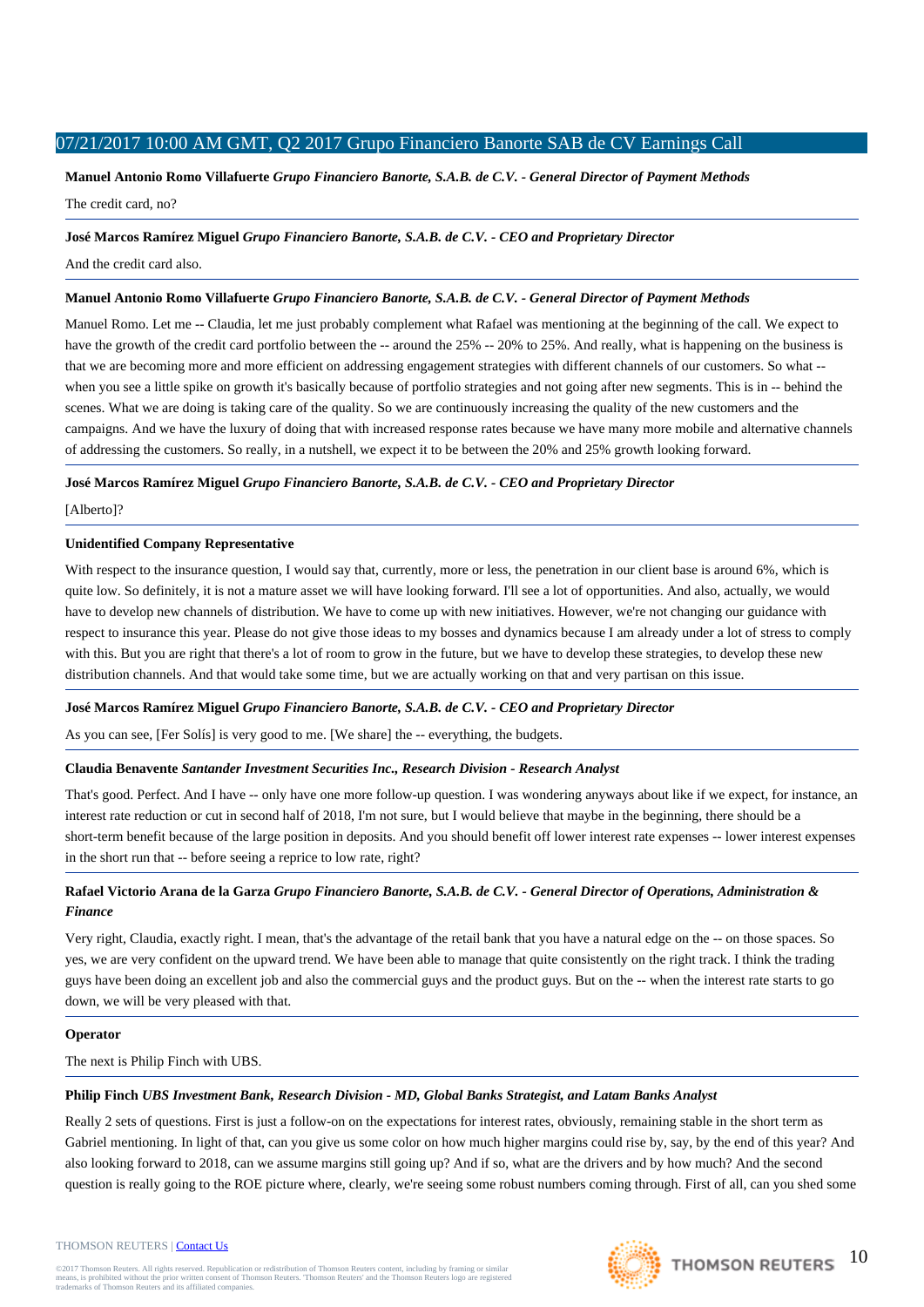**Manuel Antonio Romo Villafuerte** *Grupo Financiero Banorte, S.A.B. de C.V. - General Director of Payment Methods*

The credit card, no?

---

**José Marcos Ramírez Miguel** *Grupo Financiero Banorte, S.A.B. de C.V. - CEO and Proprietary Director*

And the credit card also.

---

**Manuel Antonio Romo Villafuerte** *Grupo Financiero Banorte, S.A.B. de C.V. - General Director of Payment Methods*

Manuel Romo. Let me -- Claudia, let me just probably complement what Rafael was mentioning at the beginning of the call. We expect to have the growth of the credit card portfolio between the -- around the 25% -- 20% to 25%. And really, what is happening on the business is that we are becoming more and more efficient on addressing engagement strategies with different channels of our customers. So what -- when you see a little spike on growth it's basically because of portfolio strategies and not going after new segments. This is in -- behind the scenes. What we are doing is taking care of the quality. So we are continuously increasing the quality of the new customers and the campaigns. And we have the luxury of doing that with increased response rates because we have many more mobile and alternative channels of addressing the customers. So really, in a nutshell, we expect it to be between the 20% and 25% growth looking forward.

---

**José Marcos Ramírez Miguel** *Grupo Financiero Banorte, S.A.B. de C.V. - CEO and Proprietary Director*

[Alberto]?

---

**Unidentified Company Representative**

With respect to the insurance question, I would say that, currently, more or less, the penetration in our client base is around 6%, which is quite low. So definitely, it is not a mature asset we will have looking forward. I'll see a lot of opportunities. And also, actually, we would have to develop new channels of distribution. We have to come up with new initiatives. However, we're not changing our guidance with respect to insurance this year. Please do not give those ideas to my bosses and dynamics because I am already under a lot of stress to comply with this. But you are right that there's a lot of room to grow in the future, but we have to develop these strategies, to develop these new distribution channels. And that would take some time, but we are actually working on that and very partisan on this issue.

---

**José Marcos Ramírez Miguel** *Grupo Financiero Banorte, S.A.B. de C.V. - CEO and Proprietary Director*

As you can see, [Fer Solís] is very good to me. [We share] the -- everything, the budgets.

---

**Claudia Benavente** *Santander Investment Securities Inc., Research Division - Research Analyst*

That's good. Perfect. And I have -- only have one more follow-up question. I was wondering anyways about like if we expect, for instance, an interest rate reduction or cut in second half of 2018, I'm not sure, but I would believe that maybe in the beginning, there should be a short-term benefit because of the large position in deposits. And you should benefit off lower interest rate expenses -- lower interest expenses in the short run that -- before seeing a reprice to low rate, right?

---

**Rafael Victorio Arana de la Garza** *Grupo Financiero Banorte, S.A.B. de C.V. - General Director of Operations, Administration & Finance*

Very right, Claudia, exactly right. I mean, that's the advantage of the retail bank that you have a natural edge on the -- on those spaces. So yes, we are very confident on the upward trend. We have been able to manage that quite consistently on the right track. I think the trading guys have been doing an excellent job and also the commercial guys and the product guys. But on the -- when the interest rate starts to go down, we will be very pleased with that.

---

**Operator**

The next is Philip Finch with UBS.

---

**Philip Finch** *UBS Investment Bank, Research Division - MD, Global Banks Strategist, and Latam Banks Analyst*

Really 2 sets of questions. First is just a follow-on on the expectations for interest rates, obviously, remaining stable in the short term as Gabriel mentioning. In light of that, can you give us some color on how much higher margins could rise by, say, by the end of this year? And also looking forward to 2018, can we assume margins still going up? And if so, what are the drivers and by how much? And the second question is really going to the ROE picture where, clearly, we're seeing some robust numbers coming through. First of all, can you shed some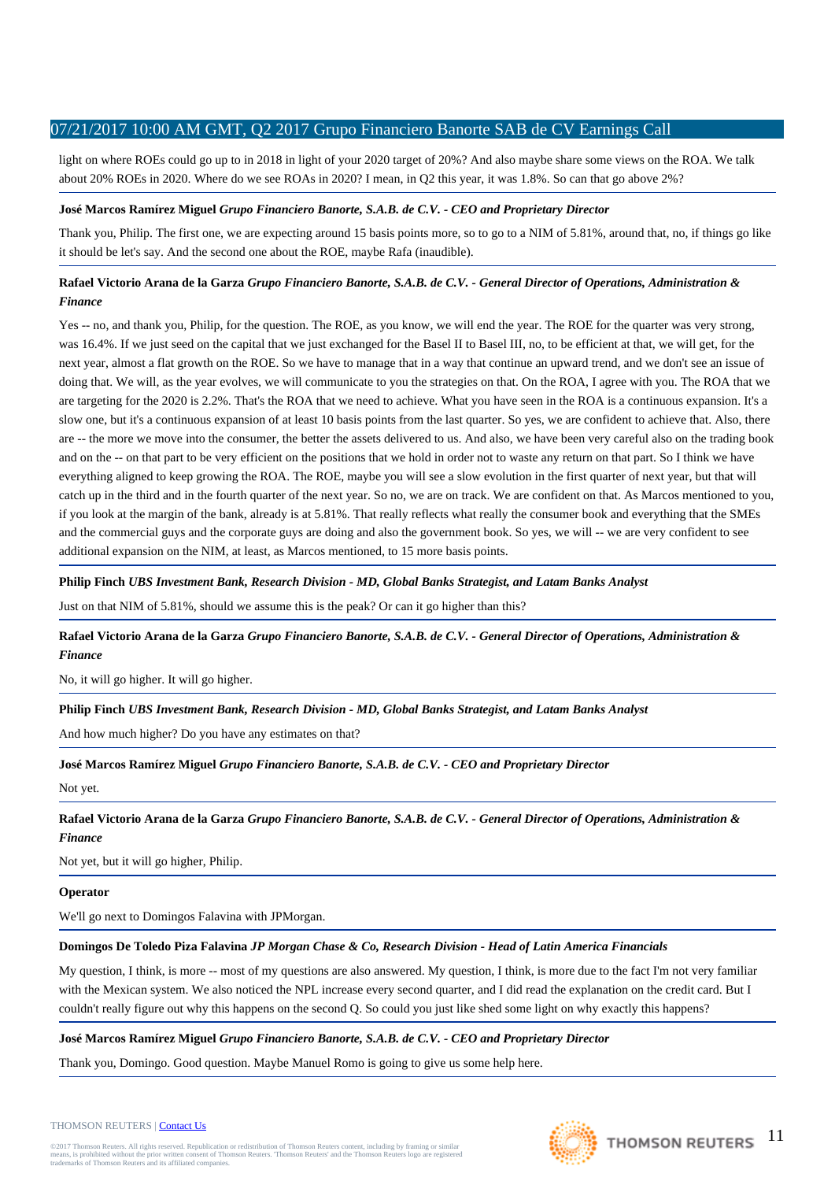light on where ROEs could go up to in 2018 in light of your 2020 target of 20%? And also maybe share some views on the ROA. We talk about 20% ROEs in 2020. Where do we see ROAs in 2020? I mean, in Q2 this year, it was 1.8%. So can that go above 2%?

**José Marcos Ramírez Miguel** *Grupo Financiero Banorte, S.A.B. de C.V. - CEO and Proprietary Director*

Thank you, Philip. The first one, we are expecting around 15 basis points more, so to go to a NIM of 5.81%, around that, no, if things go like it should be let's say. And the second one about the ROE, maybe Rafa (inaudible).

**Rafael Victorio Arana de la Garza** *Grupo Financiero Banorte, S.A.B. de C.V. - General Director of Operations, Administration & Finance*

Yes -- no, and thank you, Philip, for the question. The ROE, as you know, we will end the year. The ROE for the quarter was very strong, was 16.4%. If we just seed on the capital that we just exchanged for the Basel II to Basel III, no, to be efficient at that, we will get, for the next year, almost a flat growth on the ROE. So we have to manage that in a way that continue an upward trend, and we don't see an issue of doing that. We will, as the year evolves, we will communicate to you the strategies on that. On the ROA, I agree with you. The ROA that we are targeting for the 2020 is 2.2%. That's the ROA that we need to achieve. What you have seen in the ROA is a continuous expansion. It's a slow one, but it's a continuous expansion of at least 10 basis points from the last quarter. So yes, we are confident to achieve that. Also, there are -- the more we move into the consumer, the better the assets delivered to us. And also, we have been very careful also on the trading book and on the -- on that part to be very efficient on the positions that we hold in order not to waste any return on that part. So I think we have everything aligned to keep growing the ROA. The ROE, maybe you will see a slow evolution in the first quarter of next year, but that will catch up in the third and in the fourth quarter of the next year. So no, we are on track. We are confident on that. As Marcos mentioned to you, if you look at the margin of the bank, already is at 5.81%. That really reflects what really the consumer book and everything that the SMEs and the commercial guys and the corporate guys are doing and also the government book. So yes, we will -- we are very confident to see additional expansion on the NIM, at least, as Marcos mentioned, to 15 more basis points.

**Philip Finch** *UBS Investment Bank, Research Division - MD, Global Banks Strategist, and Latam Banks Analyst*

Just on that NIM of 5.81%, should we assume this is the peak? Or can it go higher than this?

**Rafael Victorio Arana de la Garza** *Grupo Financiero Banorte, S.A.B. de C.V. - General Director of Operations, Administration & Finance*

No, it will go higher. It will go higher.

**Philip Finch** *UBS Investment Bank, Research Division - MD, Global Banks Strategist, and Latam Banks Analyst*

And how much higher? Do you have any estimates on that?

**José Marcos Ramírez Miguel** *Grupo Financiero Banorte, S.A.B. de C.V. - CEO and Proprietary Director*

Not yet.

**Rafael Victorio Arana de la Garza** *Grupo Financiero Banorte, S.A.B. de C.V. - General Director of Operations, Administration & Finance*

Not yet, but it will go higher, Philip.

**Operator**

We'll go next to Domingos Falavina with JPMorgan.

**Domingos De Toledo Piza Falavina** *JP Morgan Chase & Co, Research Division - Head of Latin America Financials*

My question, I think, is more -- most of my questions are also answered. My question, I think, is more due to the fact I'm not very familiar with the Mexican system. We also noticed the NPL increase every second quarter, and I did read the explanation on the credit card. But I couldn't really figure out why this happens on the second Q. So could you just like shed some light on why exactly this happens?

**José Marcos Ramírez Miguel** *Grupo Financiero Banorte, S.A.B. de C.V. - CEO and Proprietary Director*

Thank you, Domingo. Good question. Maybe Manuel Romo is going to give us some help here.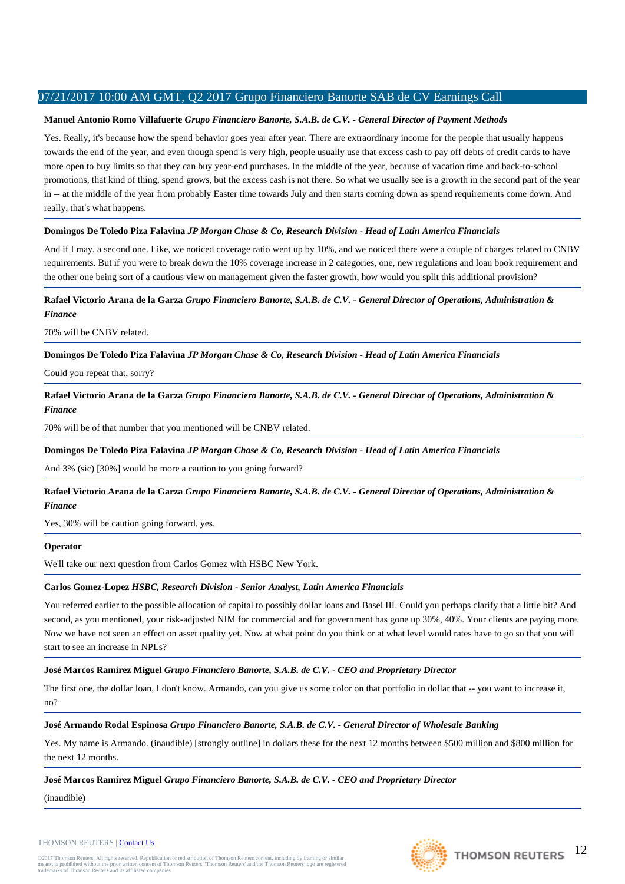**Manuel Antonio Romo Villafuerte** *Grupo Financiero Banorte, S.A.B. de C.V. - General Director of Payment Methods*

Yes. Really, it's because how the spend behavior goes year after year. There are extraordinary income for the people that usually happens towards the end of the year, and even though spend is very high, people usually use that excess cash to pay off debts of credit cards to have more open to buy limits so that they can buy year-end purchases. In the middle of the year, because of vacation time and back-to-school promotions, that kind of thing, spend grows, but the excess cash is not there. So what we usually see is a growth in the second part of the year in -- at the middle of the year from probably Easter time towards July and then starts coming down as spend requirements come down. And really, that's what happens.

**Domingos De Toledo Piza Falavina** *JP Morgan Chase & Co, Research Division - Head of Latin America Financials*

And if I may, a second one. Like, we noticed coverage ratio went up by 10%, and we noticed there were a couple of charges related to CNBV requirements. But if you were to break down the 10% coverage increase in 2 categories, one, new regulations and loan book requirement and the other one being sort of a cautious view on management given the faster growth, how would you split this additional provision?

**Rafael Victorio Arana de la Garza** *Grupo Financiero Banorte, S.A.B. de C.V. - General Director of Operations, Administration & Finance*

70% will be CNBV related.

**Domingos De Toledo Piza Falavina** *JP Morgan Chase & Co, Research Division - Head of Latin America Financials*

Could you repeat that, sorry?

**Rafael Victorio Arana de la Garza** *Grupo Financiero Banorte, S.A.B. de C.V. - General Director of Operations, Administration & Finance*

70% will be of that number that you mentioned will be CNBV related.

**Domingos De Toledo Piza Falavina** *JP Morgan Chase & Co, Research Division - Head of Latin America Financials*

And 3% (sic) [30%] would be more a caution to you going forward?

**Rafael Victorio Arana de la Garza** *Grupo Financiero Banorte, S.A.B. de C.V. - General Director of Operations, Administration & Finance*

Yes, 30% will be caution going forward, yes.

**Operator**

We'll take our next question from Carlos Gomez with HSBC New York.

**Carlos Gomez-Lopez** *HSBC, Research Division - Senior Analyst, Latin America Financials*

You referred earlier to the possible allocation of capital to possibly dollar loans and Basel III. Could you perhaps clarify that a little bit? And second, as you mentioned, your risk-adjusted NIM for commercial and for government has gone up 30%, 40%. Your clients are paying more. Now we have not seen an effect on asset quality yet. Now at what point do you think or at what level would rates have to go so that you will start to see an increase in NPLs?

**José Marcos Ramírez Miguel** *Grupo Financiero Banorte, S.A.B. de C.V. - CEO and Proprietary Director*

The first one, the dollar loan, I don't know. Armando, can you give us some color on that portfolio in dollar that -- you want to increase it, no?

**José Armando Rodal Espinosa** *Grupo Financiero Banorte, S.A.B. de C.V. - General Director of Wholesale Banking*

Yes. My name is Armando. (inaudible) [strongly outline] in dollars these for the next 12 months between $500 million and $800 million for the next 12 months.

**José Marcos Ramírez Miguel** *Grupo Financiero Banorte, S.A.B. de C.V. - CEO and Proprietary Director*

(inaudible)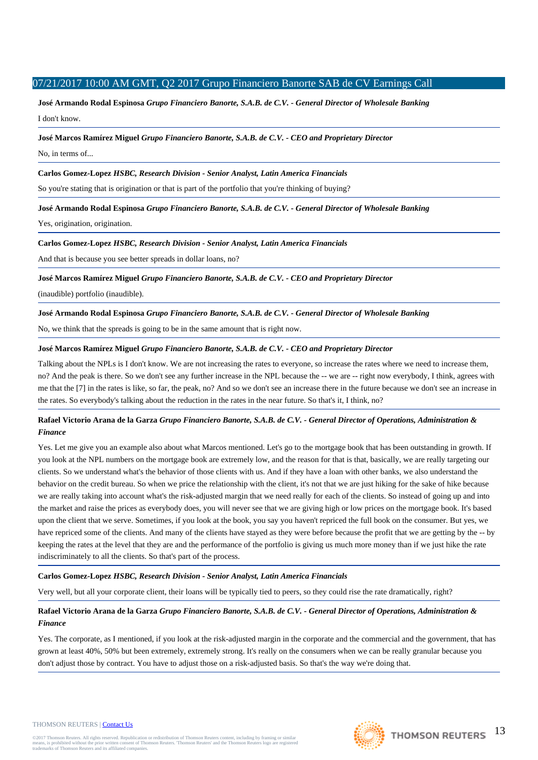**José Armando Rodal Espinosa** *Grupo Financiero Banorte, S.A.B. de C.V. - General Director of Wholesale Banking*

I don't know.

---

**José Marcos Ramírez Miguel** *Grupo Financiero Banorte, S.A.B. de C.V. - CEO and Proprietary Director*

No, in terms of...

---

**Carlos Gomez-Lopez** *HSBC, Research Division - Senior Analyst, Latin America Financials*

So you're stating that is origination or that is part of the portfolio that you're thinking of buying?

---

**José Armando Rodal Espinosa** *Grupo Financiero Banorte, S.A.B. de C.V. - General Director of Wholesale Banking*

Yes, origination, origination.

---

**Carlos Gomez-Lopez** *HSBC, Research Division - Senior Analyst, Latin America Financials*

And that is because you see better spreads in dollar loans, no?

---

**José Marcos Ramírez Miguel** *Grupo Financiero Banorte, S.A.B. de C.V. - CEO and Proprietary Director*

(inaudible) portfolio (inaudible).

---

**José Armando Rodal Espinosa** *Grupo Financiero Banorte, S.A.B. de C.V. - General Director of Wholesale Banking*

No, we think that the spreads is going to be in the same amount that is right now.

---

**José Marcos Ramírez Miguel** *Grupo Financiero Banorte, S.A.B. de C.V. - CEO and Proprietary Director*

Talking about the NPLs is I don't know. We are not increasing the rates to everyone, so increase the rates where we need to increase them, no? And the peak is there. So we don't see any further increase in the NPL because the -- we are -- right now everybody, I think, agrees with me that the [7] in the rates is like, so far, the peak, no? And so we don't see an increase there in the future because we don't see an increase in the rates. So everybody's talking about the reduction in the rates in the near future. So that's it, I think, no?

---

**Rafael Victorio Arana de la Garza** *Grupo Financiero Banorte, S.A.B. de C.V. - General Director of Operations, Administration & Finance*

Yes. Let me give you an example also about what Marcos mentioned. Let's go to the mortgage book that has been outstanding in growth. If you look at the NPL numbers on the mortgage book are extremely low, and the reason for that is that, basically, we are really targeting our clients. So we understand what's the behavior of those clients with us. And if they have a loan with other banks, we also understand the behavior on the credit bureau. So when we price the relationship with the client, it's not that we are just hiking for the sake of hike because we are really taking into account what's the risk-adjusted margin that we need really for each of the clients. So instead of going up and into the market and raise the prices as everybody does, you will never see that we are giving high or low prices on the mortgage book. It's based upon the client that we serve. Sometimes, if you look at the book, you say you haven't repriced the full book on the consumer. But yes, we have repriced some of the clients. And many of the clients have stayed as they were before because the profit that we are getting by the -- by keeping the rates at the level that they are and the performance of the portfolio is giving us much more money than if we just hike the rate indiscriminately to all the clients. So that's part of the process.

---

**Carlos Gomez-Lopez** *HSBC, Research Division - Senior Analyst, Latin America Financials*

Very well, but all your corporate client, their loans will be typically tied to peers, so they could rise the rate dramatically, right?

---

**Rafael Victorio Arana de la Garza** *Grupo Financiero Banorte, S.A.B. de C.V. - General Director of Operations, Administration & Finance*

Yes. The corporate, as I mentioned, if you look at the risk-adjusted margin in the corporate and the commercial and the government, that has grown at least 40%, 50% but been extremely, extremely strong. It's really on the consumers when we can be really granular because you don't adjust those by contract. You have to adjust those on a risk-adjusted basis. So that's the way we're doing that.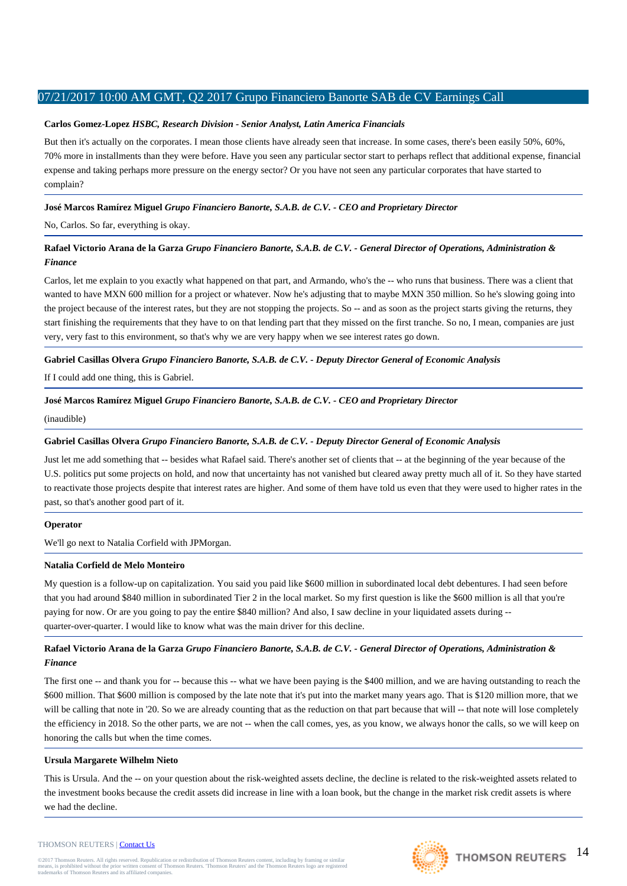**Carlos Gomez-Lopez** *HSBC, Research Division - Senior Analyst, Latin America Financials*

But then it's actually on the corporates. I mean those clients have already seen that increase. In some cases, there's been easily 50%, 60%, 70% more in installments than they were before. Have you seen any particular sector start to perhaps reflect that additional expense, financial expense and taking perhaps more pressure on the energy sector? Or you have not seen any particular corporates that have started to complain?

**José Marcos Ramírez Miguel** *Grupo Financiero Banorte, S.A.B. de C.V. - CEO and Proprietary Director*

No, Carlos. So far, everything is okay.

**Rafael Victorio Arana de la Garza** *Grupo Financiero Banorte, S.A.B. de C.V. - General Director of Operations, Administration & Finance*

Carlos, let me explain to you exactly what happened on that part, and Armando, who's the -- who runs that business. There was a client that wanted to have MXN 600 million for a project or whatever. Now he's adjusting that to maybe MXN 350 million. So he's slowing going into the project because of the interest rates, but they are not stopping the projects. So -- and as soon as the project starts giving the returns, they start finishing the requirements that they have to on that lending part that they missed on the first tranche. So no, I mean, companies are just very, very fast to this environment, so that's why we are very happy when we see interest rates go down.

**Gabriel Casillas Olvera** *Grupo Financiero Banorte, S.A.B. de C.V. - Deputy Director General of Economic Analysis*

If I could add one thing, this is Gabriel.

**José Marcos Ramírez Miguel** *Grupo Financiero Banorte, S.A.B. de C.V. - CEO and Proprietary Director*

(inaudible)

**Gabriel Casillas Olvera** *Grupo Financiero Banorte, S.A.B. de C.V. - Deputy Director General of Economic Analysis*

Just let me add something that -- besides what Rafael said. There's another set of clients that -- at the beginning of the year because of the U.S. politics put some projects on hold, and now that uncertainty has not vanished but cleared away pretty much all of it. So they have started to reactivate those projects despite that interest rates are higher. And some of them have told us even that they were used to higher rates in the past, so that's another good part of it.

**Operator**

We'll go next to Natalia Corfield with JPMorgan.

**Natalia Corfield de Melo Monteiro**

My question is a follow-up on capitalization. You said you paid like $600 million in subordinated local debt debentures. I had seen before that you had around $840 million in subordinated Tier 2 in the local market. So my first question is like the $600 million is all that you're paying for now. Or are you going to pay the entire $840 million? And also, I saw decline in your liquidated assets during -- quarter-over-quarter. I would like to know what was the main driver for this decline.

**Rafael Victorio Arana de la Garza** *Grupo Financiero Banorte, S.A.B. de C.V. - General Director of Operations, Administration & Finance*

The first one -- and thank you for -- because this -- what we have been paying is the $400 million, and we are having outstanding to reach the $600 million. That $600 million is composed by the late note that it's put into the market many years ago. That is $120 million more, that we will be calling that note in '20. So we are already counting that as the reduction on that part because that will -- that note will lose completely the efficiency in 2018. So the other parts, we are not -- when the call comes, yes, as you know, we always honor the calls, so we will keep on honoring the calls but when the time comes.

**Ursula Margarete Wilhelm Nieto**

This is Ursula. And the -- on your question about the risk-weighted assets decline, the decline is related to the risk-weighted assets related to the investment books because the credit assets did increase in line with a loan book, but the change in the market risk credit assets is where we had the decline.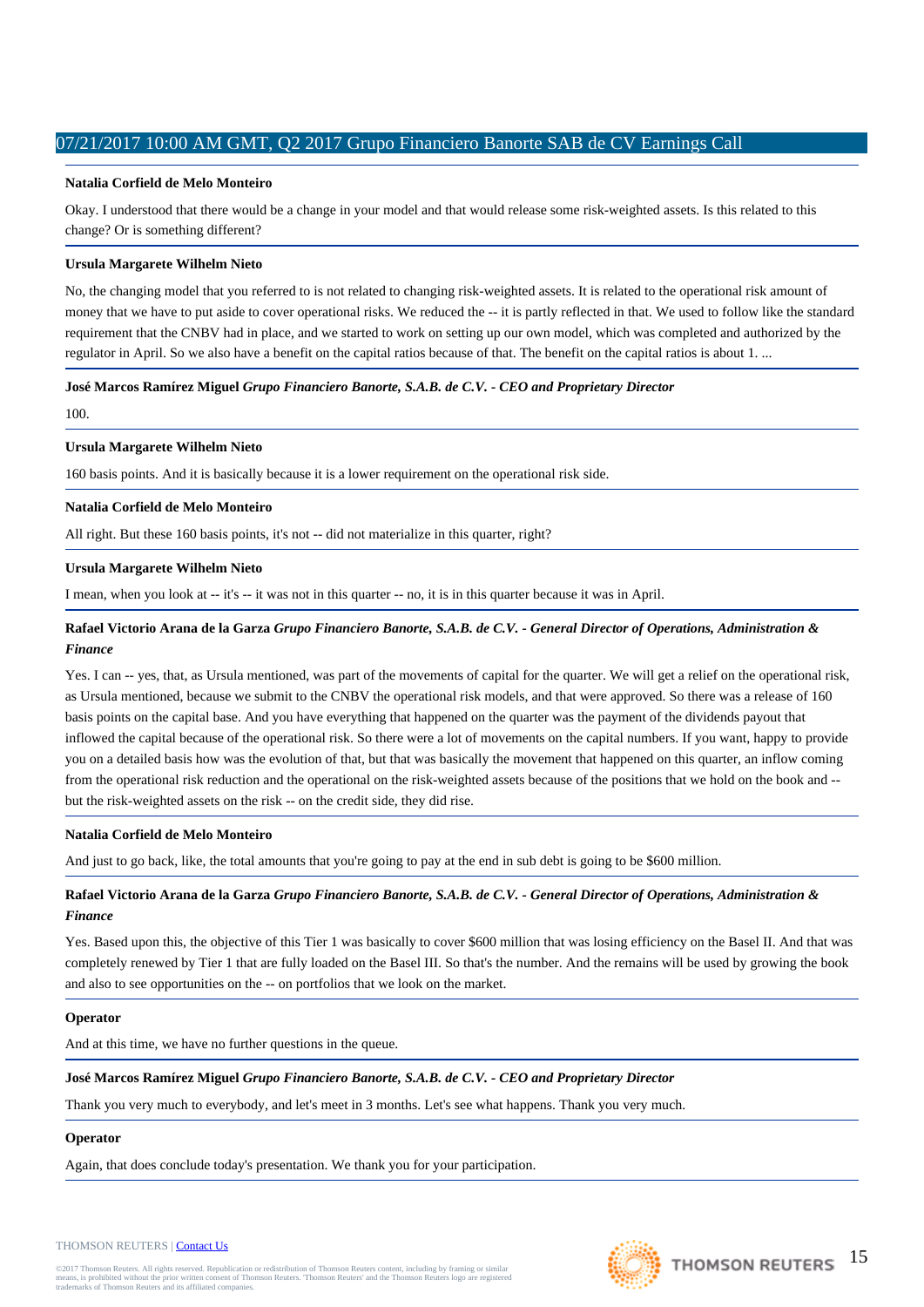**Natalia Corfield de Melo Monteiro**

Okay. I understood that there would be a change in your model and that would release some risk-weighted assets. Is this related to this change? Or is something different?

**Ursula Margarete Wilhelm Nieto**

No, the changing model that you referred to is not related to changing risk-weighted assets. It is related to the operational risk amount of money that we have to put aside to cover operational risks. We reduced the -- it is partly reflected in that. We used to follow like the standard requirement that the CNBV had in place, and we started to work on setting up our own model, which was completed and authorized by the regulator in April. So we also have a benefit on the capital ratios because of that. The benefit on the capital ratios is about 1. ...

**José Marcos Ramírez Miguel** *Grupo Financiero Banorte, S.A.B. de C.V. - CEO and Proprietary Director*

100.

**Ursula Margarete Wilhelm Nieto**

160 basis points. And it is basically because it is a lower requirement on the operational risk side.

**Natalia Corfield de Melo Monteiro**

All right. But these 160 basis points, it's not -- did not materialize in this quarter, right?

**Ursula Margarete Wilhelm Nieto**

I mean, when you look at -- it's -- it was not in this quarter -- no, it is in this quarter because it was in April.

**Rafael Victorio Arana de la Garza** *Grupo Financiero Banorte, S.A.B. de C.V. - General Director of Operations, Administration & Finance*

Yes. I can -- yes, that, as Ursula mentioned, was part of the movements of capital for the quarter. We will get a relief on the operational risk, as Ursula mentioned, because we submit to the CNBV the operational risk models, and that were approved. So there was a release of 160 basis points on the capital base. And you have everything that happened on the quarter was the payment of the dividends payout that inflowed the capital because of the operational risk. So there were a lot of movements on the capital numbers. If you want, happy to provide you on a detailed basis how was the evolution of that, but that was basically the movement that happened on this quarter, an inflow coming from the operational risk reduction and the operational on the risk-weighted assets because of the positions that we hold on the book and -- but the risk-weighted assets on the risk -- on the credit side, they did rise.

**Natalia Corfield de Melo Monteiro**

And just to go back, like, the total amounts that you're going to pay at the end in sub debt is going to be $600 million.

**Rafael Victorio Arana de la Garza** *Grupo Financiero Banorte, S.A.B. de C.V. - General Director of Operations, Administration & Finance*

Yes. Based upon this, the objective of this Tier 1 was basically to cover $600 million that was losing efficiency on the Basel II. And that was completely renewed by Tier 1 that are fully loaded on the Basel III. So that's the number. And the remains will be used by growing the book and also to see opportunities on the -- on portfolios that we look on the market.

**Operator**

And at this time, we have no further questions in the queue.

**José Marcos Ramírez Miguel** *Grupo Financiero Banorte, S.A.B. de C.V. - CEO and Proprietary Director*

Thank you very much to everybody, and let's meet in 3 months. Let's see what happens. Thank you very much.

**Operator**

Again, that does conclude today's presentation. We thank you for your participation.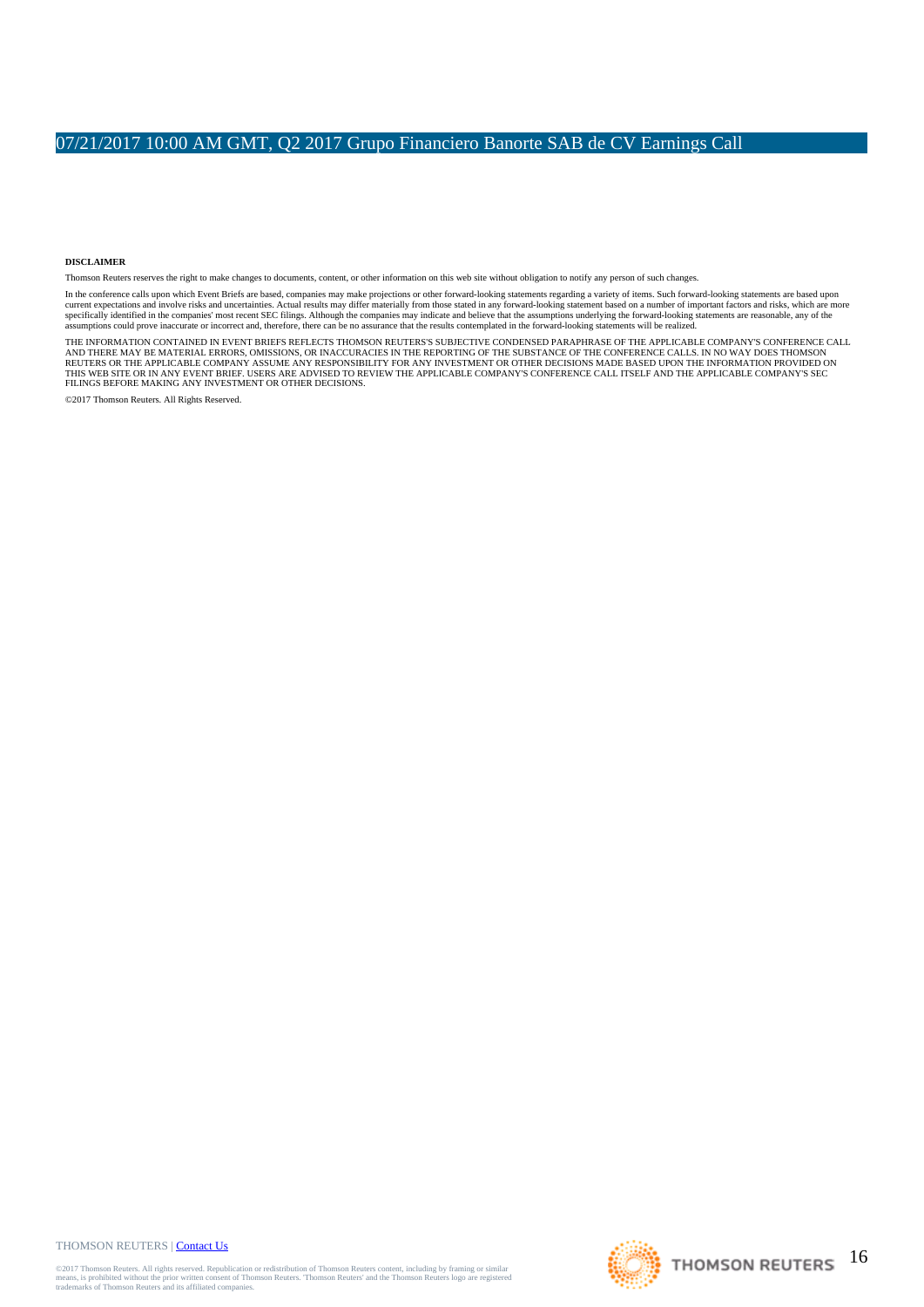**DISCLAIMER**

Thomson Reuters reserves the right to make changes to documents, content, or other information on this web site without obligation to notify any person of such changes.

In the conference calls upon which Event Briefs are based, companies may make projections or other forward-looking statements regarding a variety of items. Such forward-looking statements are based upon current expectations and involve risks and uncertainties. Actual results may differ materially from those stated in any forward-looking statement based on a number of important factors and risks, which are more specifically identified in the companies' most recent SEC filings. Although the companies may indicate and believe that the assumptions underlying the forward-looking statements are reasonable, any of the assumptions could prove inaccurate or incorrect and, therefore, there can be no assurance that the results contemplated in the forward-looking statements will be realized.

THE INFORMATION CONTAINED IN EVENT BRIEFS REFLECTS THOMSON REUTERS'S SUBJECTIVE CONDENSED PARAPHRASE OF THE APPLICABLE COMPANY'S CONFERENCE CALL AND THERE MAY BE MATERIAL ERRORS, OMISSIONS, OR INACCURACIES IN THE REPORTING OF THE SUBSTANCE OF THE CONFERENCE CALLS. IN NO WAY DOES THOMSON REUTERS OR THE APPLICABLE COMPANY ASSUME ANY RESPONSIBILITY FOR ANY INVESTMENT OR OTHER DECISIONS MADE BASED UPON THE INFORMATION PROVIDED ON THIS WEB SITE OR IN ANY EVENT BRIEF. USERS ARE ADVISED TO REVIEW THE APPLICABLE COMPANY'S CONFERENCE CALL ITSELF AND THE APPLICABLE COMPANY'S SEC FILINGS BEFORE MAKING ANY INVESTMENT OR OTHER DECISIONS.

©2017 Thomson Reuters. All Rights Reserved.